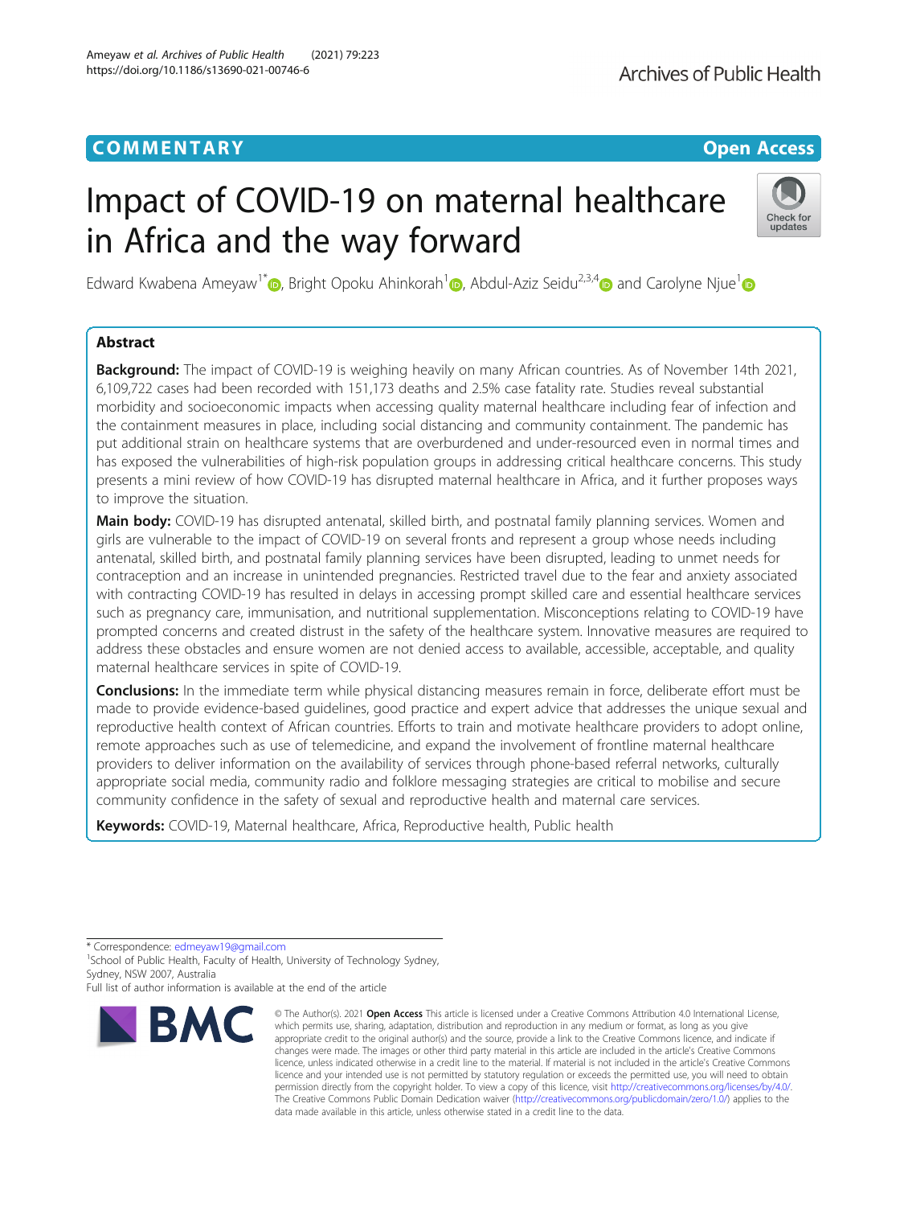COMMENTARY

Open Access

# Impact of COVID-19 on maternal healthcare in Africa and the way forward

Edward Kwabena Ameyaw[1*], Bright Opoku Ahinkorah[1], Abdul-Aziz Seidu[2,3,4] and Carolyne Njue[1]

## Abstract

**Background:** The impact of COVID-19 is weighing heavily on many African countries. As of November 14th 2021, 6,109,722 cases had been recorded with 151,173 deaths and 2.5% case fatality rate. Studies reveal substantial morbidity and socioeconomic impacts when accessing quality maternal healthcare including fear of infection and the containment measures in place, including social distancing and community containment. The pandemic has put additional strain on healthcare systems that are overburdened and under-resourced even in normal times and has exposed the vulnerabilities of high-risk population groups in addressing critical healthcare concerns. This study presents a mini review of how COVID-19 has disrupted maternal healthcare in Africa, and it further proposes ways to improve the situation.

**Main body:** COVID-19 has disrupted antenatal, skilled birth, and postnatal family planning services. Women and girls are vulnerable to the impact of COVID-19 on several fronts and represent a group whose needs including antenatal, skilled birth, and postnatal family planning services have been disrupted, leading to unmet needs for contraception and an increase in unintended pregnancies. Restricted travel due to the fear and anxiety associated with contracting COVID-19 has resulted in delays in accessing prompt skilled care and essential healthcare services such as pregnancy care, immunisation, and nutritional supplementation. Misconceptions relating to COVID-19 have prompted concerns and created distrust in the safety of the healthcare system. Innovative measures are required to address these obstacles and ensure women are not denied access to available, accessible, acceptable, and quality maternal healthcare services in spite of COVID-19.

**Conclusions:** In the immediate term while physical distancing measures remain in force, deliberate effort must be made to provide evidence-based guidelines, good practice and expert advice that addresses the unique sexual and reproductive health context of African countries. Efforts to train and motivate healthcare providers to adopt online, remote approaches such as use of telemedicine, and expand the involvement of frontline maternal healthcare providers to deliver information on the availability of services through phone-based referral networks, culturally appropriate social media, community radio and folklore messaging strategies are critical to mobilise and secure community confidence in the safety of sexual and reproductive health and maternal care services.

**Keywords:** COVID-19, Maternal healthcare, Africa, Reproductive health, Public health

---

* Correspondence: edmeyaw19@gmail.com
[1]School of Public Health, Faculty of Health, University of Technology Sydney, Sydney, NSW 2007, Australia
Full list of author information is available at the end of the article

© The Author(s). 2021 **Open Access** This article is licensed under a Creative Commons Attribution 4.0 International License, which permits use, sharing, adaptation, distribution and reproduction in any medium or format, as long as you give appropriate credit to the original author(s) and the source, provide a link to the Creative Commons licence, and indicate if changes were made. The images or other third party material in this article are included in the article's Creative Commons licence, unless indicated otherwise in a credit line to the material. If material is not included in the article's Creative Commons licence and your intended use is not permitted by statutory regulation or exceeds the permitted use, you will need to obtain permission directly from the copyright holder. To view a copy of this licence, visit http://creativecommons.org/licenses/by/4.0/. The Creative Commons Public Domain Dedication waiver (http://creativecommons.org/publicdomain/zero/1.0/) applies to the data made available in this article, unless otherwise stated in a credit line to the data.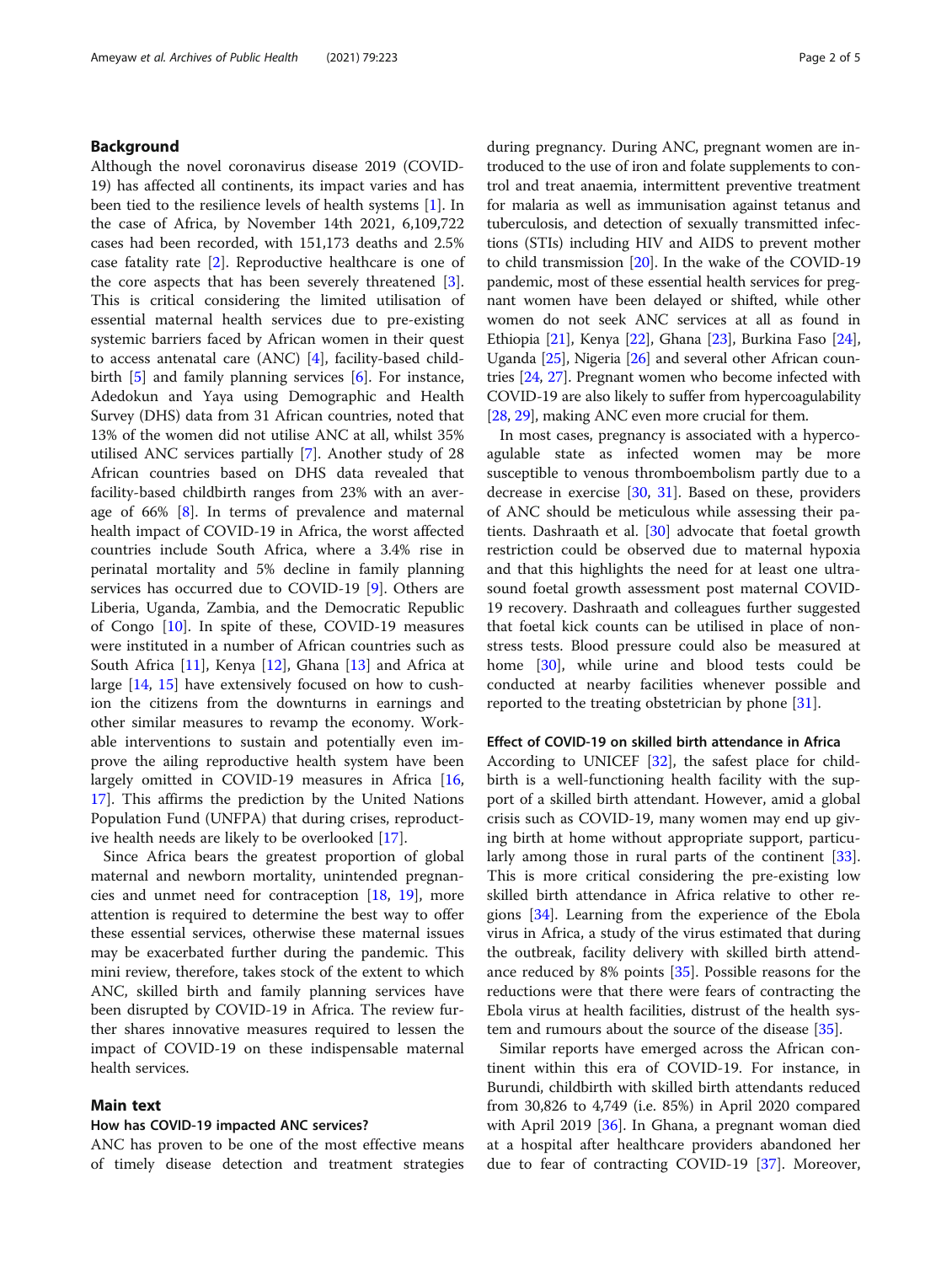## Background

Although the novel coronavirus disease 2019 (COVID-19) has affected all continents, its impact varies and has been tied to the resilience levels of health systems [1]. In the case of Africa, by November 14th 2021, 6,109,722 cases had been recorded, with 151,173 deaths and 2.5% case fatality rate [2]. Reproductive healthcare is one of the core aspects that has been severely threatened [3]. This is critical considering the limited utilisation of essential maternal health services due to pre-existing systemic barriers faced by African women in their quest to access antenatal care (ANC) [4], facility-based childbirth [5] and family planning services [6]. For instance, Adedokun and Yaya using Demographic and Health Survey (DHS) data from 31 African countries, noted that 13% of the women did not utilise ANC at all, whilst 35% utilised ANC services partially [7]. Another study of 28 African countries based on DHS data revealed that facility-based childbirth ranges from 23% with an average of 66% [8]. In terms of prevalence and maternal health impact of COVID-19 in Africa, the worst affected countries include South Africa, where a 3.4% rise in perinatal mortality and 5% decline in family planning services has occurred due to COVID-19 [9]. Others are Liberia, Uganda, Zambia, and the Democratic Republic of Congo [10]. In spite of these, COVID-19 measures were instituted in a number of African countries such as South Africa [11], Kenya [12], Ghana [13] and Africa at large [14, 15] have extensively focused on how to cushion the citizens from the downturns in earnings and other similar measures to revamp the economy. Workable interventions to sustain and potentially even improve the ailing reproductive health system have been largely omitted in COVID-19 measures in Africa [16, 17]. This affirms the prediction by the United Nations Population Fund (UNFPA) that during crises, reproductive health needs are likely to be overlooked [17].

Since Africa bears the greatest proportion of global maternal and newborn mortality, unintended pregnancies and unmet need for contraception [18, 19], more attention is required to determine the best way to offer these essential services, otherwise these maternal issues may be exacerbated further during the pandemic. This mini review, therefore, takes stock of the extent to which ANC, skilled birth and family planning services have been disrupted by COVID-19 in Africa. The review further shares innovative measures required to lessen the impact of COVID-19 on these indispensable maternal health services.

## Main text

### How has COVID-19 impacted ANC services?

ANC has proven to be one of the most effective means of timely disease detection and treatment strategies during pregnancy. During ANC, pregnant women are introduced to the use of iron and folate supplements to control and treat anaemia, intermittent preventive treatment for malaria as well as immunisation against tetanus and tuberculosis, and detection of sexually transmitted infections (STIs) including HIV and AIDS to prevent mother to child transmission [20]. In the wake of the COVID-19 pandemic, most of these essential health services for pregnant women have been delayed or shifted, while other women do not seek ANC services at all as found in Ethiopia [21], Kenya [22], Ghana [23], Burkina Faso [24], Uganda [25], Nigeria [26] and several other African countries [24, 27]. Pregnant women who become infected with COVID-19 are also likely to suffer from hypercoagulability [28, 29], making ANC even more crucial for them.

In most cases, pregnancy is associated with a hypercoagulable state as infected women may be more susceptible to venous thromboembolism partly due to a decrease in exercise [30, 31]. Based on these, providers of ANC should be meticulous while assessing their patients. Dashraath et al. [30] advocate that foetal growth restriction could be observed due to maternal hypoxia and that this highlights the need for at least one ultrasound foetal growth assessment post maternal COVID-19 recovery. Dashraath and colleagues further suggested that foetal kick counts can be utilised in place of non-stress tests. Blood pressure could also be measured at home [30], while urine and blood tests could be conducted at nearby facilities whenever possible and reported to the treating obstetrician by phone [31].

### Effect of COVID-19 on skilled birth attendance in Africa

According to UNICEF [32], the safest place for childbirth is a well-functioning health facility with the support of a skilled birth attendant. However, amid a global crisis such as COVID-19, many women may end up giving birth at home without appropriate support, particularly among those in rural parts of the continent [33]. This is more critical considering the pre-existing low skilled birth attendance in Africa relative to other regions [34]. Learning from the experience of the Ebola virus in Africa, a study of the virus estimated that during the outbreak, facility delivery with skilled birth attendance reduced by 8% points [35]. Possible reasons for the reductions were that there were fears of contracting the Ebola virus at health facilities, distrust of the health system and rumours about the source of the disease [35].

Similar reports have emerged across the African continent within this era of COVID-19. For instance, in Burundi, childbirth with skilled birth attendants reduced from 30,826 to 4,749 (i.e. 85%) in April 2020 compared with April 2019 [36]. In Ghana, a pregnant woman died at a hospital after healthcare providers abandoned her due to fear of contracting COVID-19 [37]. Moreover,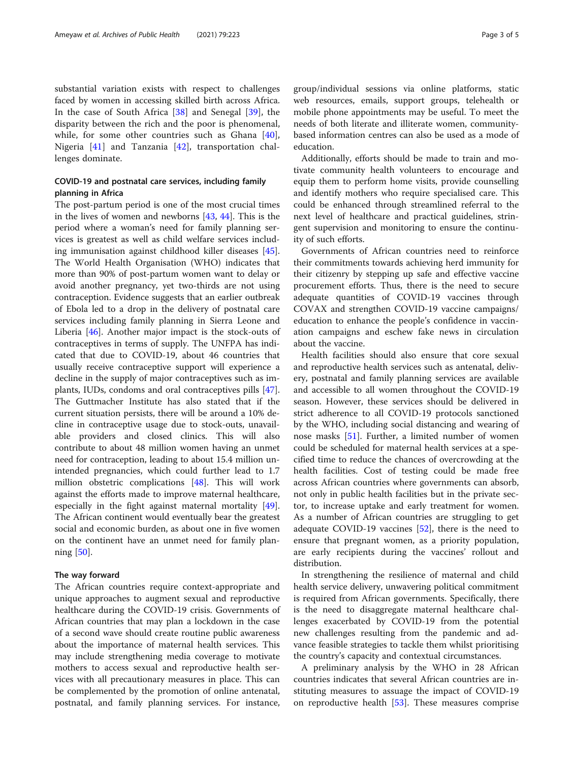substantial variation exists with respect to challenges faced by women in accessing skilled birth across Africa. In the case of South Africa [38] and Senegal [39], the disparity between the rich and the poor is phenomenal, while, for some other countries such as Ghana [40], Nigeria [41] and Tanzania [42], transportation challenges dominate.

## COVID-19 and postnatal care services, including family planning in Africa

The post-partum period is one of the most crucial times in the lives of women and newborns [43, 44]. This is the period where a woman's need for family planning services is greatest as well as child welfare services including immunisation against childhood killer diseases [45]. The World Health Organisation (WHO) indicates that more than 90% of post-partum women want to delay or avoid another pregnancy, yet two-thirds are not using contraception. Evidence suggests that an earlier outbreak of Ebola led to a drop in the delivery of postnatal care services including family planning in Sierra Leone and Liberia [46]. Another major impact is the stock-outs of contraceptives in terms of supply. The UNFPA has indicated that due to COVID-19, about 46 countries that usually receive contraceptive support will experience a decline in the supply of major contraceptives such as implants, IUDs, condoms and oral contraceptives pills [47]. The Guttmacher Institute has also stated that if the current situation persists, there will be around a 10% decline in contraceptive usage due to stock-outs, unavailable providers and closed clinics. This will also contribute to about 48 million women having an unmet need for contraception, leading to about 15.4 million unintended pregnancies, which could further lead to 1.7 million obstetric complications [48]. This will work against the efforts made to improve maternal healthcare, especially in the fight against maternal mortality [49]. The African continent would eventually bear the greatest social and economic burden, as about one in five women on the continent have an unmet need for family planning [50].

## The way forward

The African countries require context-appropriate and unique approaches to augment sexual and reproductive healthcare during the COVID-19 crisis. Governments of African countries that may plan a lockdown in the case of a second wave should create routine public awareness about the importance of maternal health services. This may include strengthening media coverage to motivate mothers to access sexual and reproductive health services with all precautionary measures in place. This can be complemented by the promotion of online antenatal, postnatal, and family planning services. For instance, group/individual sessions via online platforms, static web resources, emails, support groups, telehealth or mobile phone appointments may be useful. To meet the needs of both literate and illiterate women, community-based information centres can also be used as a mode of education.

Additionally, efforts should be made to train and motivate community health volunteers to encourage and equip them to perform home visits, provide counselling and identify mothers who require specialised care. This could be enhanced through streamlined referral to the next level of healthcare and practical guidelines, stringent supervision and monitoring to ensure the continuity of such efforts.

Governments of African countries need to reinforce their commitments towards achieving herd immunity for their citizenry by stepping up safe and effective vaccine procurement efforts. Thus, there is the need to secure adequate quantities of COVID-19 vaccines through COVAX and strengthen COVID-19 vaccine campaigns/education to enhance the people's confidence in vaccination campaigns and eschew fake news in circulation about the vaccine.

Health facilities should also ensure that core sexual and reproductive health services such as antenatal, delivery, postnatal and family planning services are available and accessible to all women throughout the COVID-19 season. However, these services should be delivered in strict adherence to all COVID-19 protocols sanctioned by the WHO, including social distancing and wearing of nose masks [51]. Further, a limited number of women could be scheduled for maternal health services at a specified time to reduce the chances of overcrowding at the health facilities. Cost of testing could be made free across African countries where governments can absorb, not only in public health facilities but in the private sector, to increase uptake and early treatment for women. As a number of African countries are struggling to get adequate COVID-19 vaccines [52], there is the need to ensure that pregnant women, as a priority population, are early recipients during the vaccines' rollout and distribution.

In strengthening the resilience of maternal and child health service delivery, unwavering political commitment is required from African governments. Specifically, there is the need to disaggregate maternal healthcare challenges exacerbated by COVID-19 from the potential new challenges resulting from the pandemic and advance feasible strategies to tackle them whilst prioritising the country's capacity and contextual circumstances.

A preliminary analysis by the WHO in 28 African countries indicates that several African countries are instituting measures to assuage the impact of COVID-19 on reproductive health [53]. These measures comprise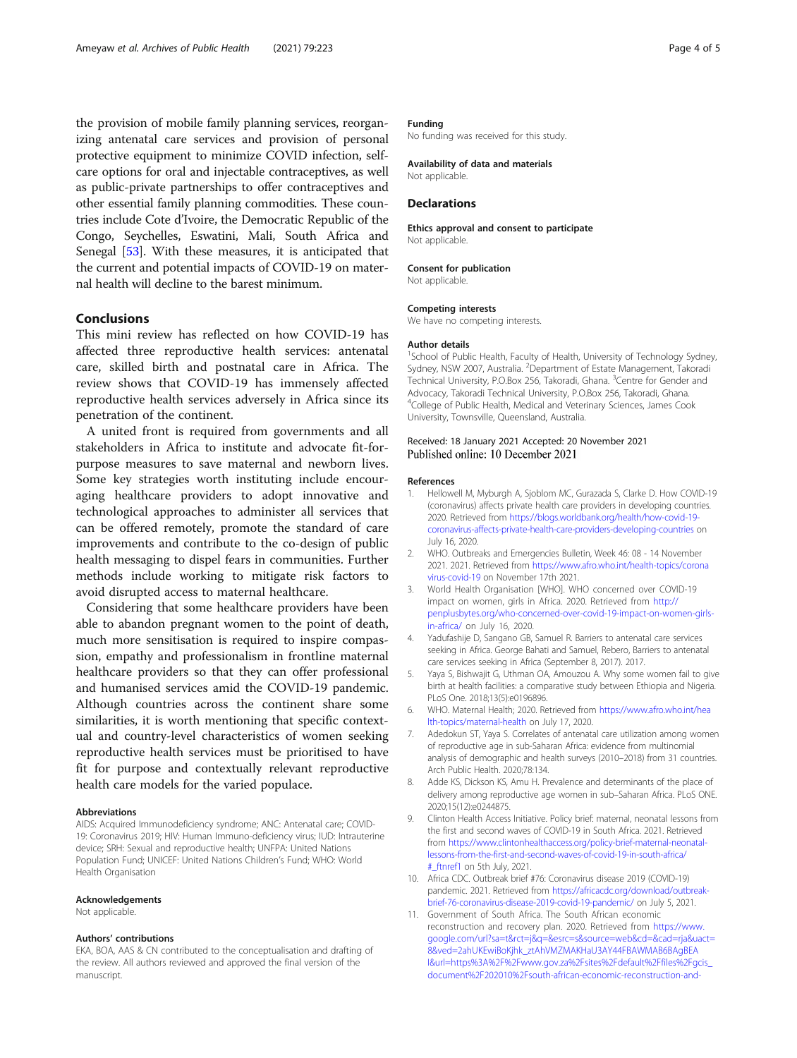the provision of mobile family planning services, reorganizing antenatal care services and provision of personal protective equipment to minimize COVID infection, self-care options for oral and injectable contraceptives, as well as public-private partnerships to offer contraceptives and other essential family planning commodities. These countries include Cote d'Ivoire, the Democratic Republic of the Congo, Seychelles, Eswatini, Mali, South Africa and Senegal [53]. With these measures, it is anticipated that the current and potential impacts of COVID-19 on maternal health will decline to the barest minimum.

## Conclusions

This mini review has reflected on how COVID-19 has affected three reproductive health services: antenatal care, skilled birth and postnatal care in Africa. The review shows that COVID-19 has immensely affected reproductive health services adversely in Africa since its penetration of the continent.

A united front is required from governments and all stakeholders in Africa to institute and advocate fit-for-purpose measures to save maternal and newborn lives. Some key strategies worth instituting include encouraging healthcare providers to adopt innovative and technological approaches to administer all services that can be offered remotely, promote the standard of care improvements and contribute to the co-design of public health messaging to dispel fears in communities. Further methods include working to mitigate risk factors to avoid disrupted access to maternal healthcare.

Considering that some healthcare providers have been able to abandon pregnant women to the point of death, much more sensitisation is required to inspire compassion, empathy and professionalism in frontline maternal healthcare providers so that they can offer professional and humanised services amid the COVID-19 pandemic. Although countries across the continent share some similarities, it is worth mentioning that specific contextual and country-level characteristics of women seeking reproductive health services must be prioritised to have fit for purpose and contextually relevant reproductive health care models for the varied populace.

### Abbreviations

AIDS: Acquired Immunodeficiency syndrome; ANC: Antenatal care; COVID-19: Coronavirus 2019; HIV: Human Immuno-deficiency virus; IUD: Intrauterine device; SRH: Sexual and reproductive health; UNFPA: United Nations Population Fund; UNICEF: United Nations Children's Fund; WHO: World Health Organisation

### Acknowledgements

Not applicable.

### Authors' contributions

EKA, BOA, AAS & CN contributed to the conceptualisation and drafting of the review. All authors reviewed and approved the final version of the manuscript.

### Funding

No funding was received for this study.

### Availability of data and materials

Not applicable.

## Declarations

### Ethics approval and consent to participate

Not applicable.

### Consent for publication

Not applicable.

### Competing interests

We have no competing interests.

### Author details

[1]School of Public Health, Faculty of Health, University of Technology Sydney, Sydney, NSW 2007, Australia. [2]Department of Estate Management, Takoradi Technical University, P.O.Box 256, Takoradi, Ghana. [3]Centre for Gender and Advocacy, Takoradi Technical University, P.O.Box 256, Takoradi, Ghana. [4]College of Public Health, Medical and Veterinary Sciences, James Cook University, Townsville, Queensland, Australia.

Received: 18 January 2021 Accepted: 20 November 2021
Published online: 10 December 2021

### References

1. Hellowell M, Myburgh A, Sjoblom MC, Gurazada S, Clarke D. How COVID-19 (coronavirus) affects private health care providers in developing countries. 2020. Retrieved from https://blogs.worldbank.org/health/how-covid-19-coronavirus-affects-private-health-care-providers-developing-countries on July 16, 2020.
2. WHO. Outbreaks and Emergencies Bulletin, Week 46: 08 - 14 November 2021. 2021. Retrieved from https://www.afro.who.int/health-topics/coronavirus-covid-19 on November 17th 2021.
3. World Health Organisation [WHO]. WHO concerned over COVID-19 impact on women, girls in Africa. 2020. Retrieved from http://penplusbytes.org/who-concerned-over-covid-19-impact-on-women-girls-in-africa/ on July 16, 2020.
4. Yadufashije D, Sangano GB, Samuel R. Barriers to antenatal care services seeking in Africa. George Bahati and Samuel, Rebero, Barriers to antenatal care services seeking in Africa (September 8, 2017). 2017.
5. Yaya S, Bishwajit G, Uthman OA, Amouzou A. Why some women fail to give birth at health facilities: a comparative study between Ethiopia and Nigeria. PLoS One. 2018;13(5):e0196896.
6. WHO. Maternal Health; 2020. Retrieved from https://www.afro.who.int/health-topics/maternal-health on July 17, 2020.
7. Adedokun ST, Yaya S. Correlates of antenatal care utilization among women of reproductive age in sub-Saharan Africa: evidence from multinomial analysis of demographic and health surveys (2010–2018) from 31 countries. Arch Public Health. 2020;78:134.
8. Adde KS, Dickson KS, Amu H. Prevalence and determinants of the place of delivery among reproductive age women in sub–Saharan Africa. PLoS ONE. 2020;15(12):e0244875.
9. Clinton Health Access Initiative. Policy brief: maternal, neonatal lessons from the first and second waves of COVID-19 in South Africa. 2021. Retrieved from https://www.clintonhealthaccess.org/policy-brief-maternal-neonatal-lessons-from-the-first-and-second-waves-of-covid-19-in-south-africa/#_ftnref1 on 5th July, 2021.
10. Africa CDC. Outbreak brief #76: Coronavirus disease 2019 (COVID-19) pandemic. 2021. Retrieved from https://africacdc.org/download/outbreak-brief-76-coronavirus-disease-2019-covid-19-pandemic/ on July 5, 2021.
11. Government of South Africa. The South African economic reconstruction and recovery plan. 2020. Retrieved from https://www.google.com/url?sa=t&rct=j&q=&esrc=s&source=web&cd=&cad=rja&uact=8&ved=2ahUKEwiBoKjhk_ztAhVMZMAKHaU3AY44FBAWMAB6BAgBEAI&url=https%3A%2F%2Fwww.gov.za%2Fsites%2Fdefault%2Ffiles%2Fgcis_document%2F202010%2Fsouth-african-economic-reconstruction-and-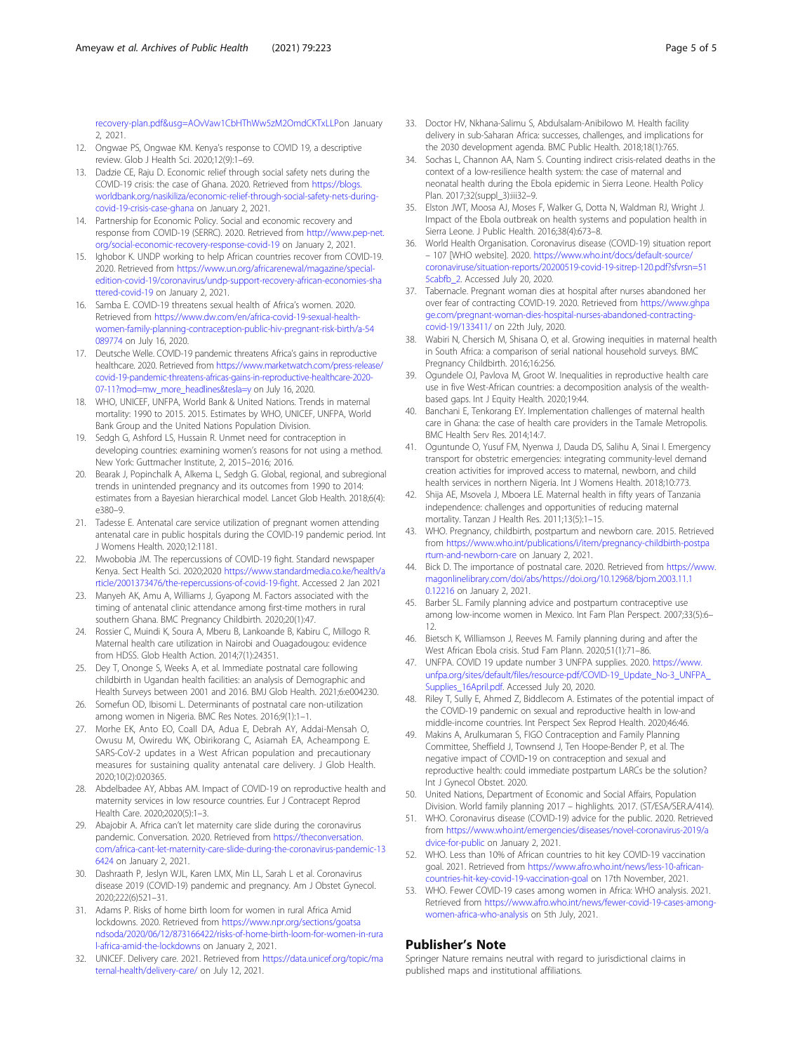recovery-plan.pdf&usg=AOvVaw1CbHThWw5zM2OmdCKTxLLPon January 2, 2021.

12. Ongwae PS, Ongwae KM. Kenya's response to COVID 19, a descriptive review. Glob J Health Sci. 2020;12(9):1–69.
13. Dadzie CE, Raju D. Economic relief through social safety nets during the COVID-19 crisis: the case of Ghana. 2020. Retrieved from https://blogs.worldbank.org/nasikiliza/economic-relief-through-social-safety-nets-during-covid-19-crisis-case-ghana on January 2, 2021.
14. Partnership for Economic Policy. Social and economic recovery and response from COVID-19 (SERRC). 2020. Retrieved from http://www.pep-net.org/social-economic-recovery-response-covid-19 on January 2, 2021.
15. Ighobor K. UNDP working to help African countries recover from COVID-19. 2020. Retrieved from https://www.un.org/africarenewal/magazine/special-edition-covid-19/coronavirus/undp-support-recovery-african-economies-shattered-covid-19 on January 2, 2021.
16. Samba E. COVID-19 threatens sexual health of Africa's women. 2020. Retrieved from https://www.dw.com/en/africa-covid-19-sexual-health-women-family-planning-contraception-public-hiv-pregnant-risk-birth/a-54089774 on July 16, 2020.
17. Deutsche Welle. COVID-19 pandemic threatens Africa's gains in reproductive healthcare. 2020. Retrieved from https://www.marketwatch.com/press-release/covid-19-pandemic-threatens-africas-gains-in-reproductive-healthcare-2020-07-11?mod=mw_more_headlines&tesla=y on July 16, 2020.
18. WHO, UNICEF, UNFPA, World Bank & United Nations. Trends in maternal mortality: 1990 to 2015. 2015. Estimates by WHO, UNICEF, UNFPA, World Bank Group and the United Nations Population Division.
19. Sedgh G, Ashford LS, Hussain R. Unmet need for contraception in developing countries: examining women's reasons for not using a method. New York: Guttmacher Institute, 2, 2015–2016; 2016.
20. Bearak J, Popinchalk A, Alkema L, Sedgh G. Global, regional, and subregional trends in unintended pregnancy and its outcomes from 1990 to 2014: estimates from a Bayesian hierarchical model. Lancet Glob Health. 2018;6(4):e380–9.
21. Tadesse E. Antenatal care service utilization of pregnant women attending antenatal care in public hospitals during the COVID-19 pandemic period. Int J Womens Health. 2020;12:1181.
22. Mwobobia JM. The repercussions of COVID-19 fight. Standard newspaper Kenya. Sect Health Sci. 2020;2020 https://www.standardmedia.co.ke/health/article/2001373476/the-repercussions-of-covid-19-fight. Accessed 2 Jan 2021
23. Manyeh AK, Amu A, Williams J, Gyapong M. Factors associated with the timing of antenatal clinic attendance among first-time mothers in rural southern Ghana. BMC Pregnancy Childbirth. 2020;20(1):47.
24. Rossier C, Muindi K, Soura A, Mberu B, Lankoande B, Kabiru C, Millogo R. Maternal health care utilization in Nairobi and Ouagadougou: evidence from HDSS. Glob Health Action. 2014;7(1):24351.
25. Dey T, Ononge S, Weeks A, et al. Immediate postnatal care following childbirth in Ugandan health facilities: an analysis of Demographic and Health Surveys between 2001 and 2016. BMJ Glob Health. 2021;6:e004230.
26. Somefun OD, Ibisomi L. Determinants of postnatal care non-utilization among women in Nigeria. BMC Res Notes. 2016;9(1):1–1.
27. Morhe EK, Anto EO, Coall DA, Adua E, Debrah AY, Addai-Mensah O, Owusu M, Owiredu WK, Obirikorang C, Asiamah EA, Acheampong E. SARS-CoV-2 updates in a West African population and precautionary measures for sustaining quality antenatal care delivery. J Glob Health. 2020;10(2):020365.
28. Abdelbadee AY, Abbas AM. Impact of COVID-19 on reproductive health and maternity services in low resource countries. Eur J Contracept Reprod Health Care. 2020;2020(5):1–3.
29. Abajobir A. Africa can't let maternity care slide during the coronavirus pandemic. Conversation. 2020. Retrieved from https://theconversation.com/africa-cant-let-maternity-care-slide-during-the-coronavirus-pandemic-136424 on January 2, 2021.
30. Dashraath P, Jeslyn WJL, Karen LMX, Min LL, Sarah L et al. Coronavirus disease 2019 (COVID-19) pandemic and pregnancy. Am J Obstet Gynecol. 2020;222(6)521–31.
31. Adams P. Risks of home birth loom for women in rural Africa Amid lockdowns. 2020. Retrieved from https://www.npr.org/sections/goatsandsoda/2020/06/12/873166422/risks-of-home-birth-loom-for-women-in-rural-africa-amid-the-lockdowns on January 2, 2021.
32. UNICEF. Delivery care. 2021. Retrieved from https://data.unicef.org/topic/maternal-health/delivery-care/ on July 12, 2021.
33. Doctor HV, Nkhana-Salimu S, Abdulsalam-Anibilowo M. Health facility delivery in sub-Saharan Africa: successes, challenges, and implications for the 2030 development agenda. BMC Public Health. 2018;18(1):765.
34. Sochas L, Channon AA, Nam S. Counting indirect crisis-related deaths in the context of a low-resilience health system: the case of maternal and neonatal health during the Ebola epidemic in Sierra Leone. Health Policy Plan. 2017;32(suppl_3):iii32–9.
35. Elston JWT, Moosa AJ, Moses F, Walker G, Dotta N, Waldman RJ, Wright J. Impact of the Ebola outbreak on health systems and population health in Sierra Leone. J Public Health. 2016;38(4):673–8.
36. World Health Organisation. Coronavirus disease (COVID-19) situation report – 107 [WHO website]. 2020. https://www.who.int/docs/default-source/coronaviruse/situation-reports/20200519-covid-19-sitrep-120.pdf?sfvrsn=515cabfb_2. Accessed July 20, 2020.
37. Tabernacle. Pregnant woman dies at hospital after nurses abandoned her over fear of contracting COVID-19. 2020. Retrieved from https://www.ghpage.com/pregnant-woman-dies-hospital-nurses-abandoned-contracting-covid-19/133411/ on 22th July, 2020.
38. Wabiri N, Chersich M, Shisana O, et al. Growing inequities in maternal health in South Africa: a comparison of serial national household surveys. BMC Pregnancy Childbirth. 2016;16:256.
39. Ogundele OJ, Pavlova M, Groot W. Inequalities in reproductive health care use in five West-African countries: a decomposition analysis of the wealth-based gaps. Int J Equity Health. 2020;19:44.
40. Banchani E, Tenkorang EY. Implementation challenges of maternal health care in Ghana: the case of health care providers in the Tamale Metropolis. BMC Health Serv Res. 2014;14:7.
41. Oguntunde O, Yusuf FM, Nyenwa J, Dauda DS, Salihu A, Sinai I. Emergency transport for obstetric emergencies: integrating community-level demand creation activities for improved access to maternal, newborn, and child health services in northern Nigeria. Int J Womens Health. 2018;10:773.
42. Shija AE, Msovela J, Mboera LE. Maternal health in fifty years of Tanzania independence: challenges and opportunities of reducing maternal mortality. Tanzan J Health Res. 2011;13(5):1–15.
43. WHO. Pregnancy, childbirth, postpartum and newborn care. 2015. Retrieved from https://www.who.int/publications/i/item/pregnancy-childbirth-postpartum-and-newborn-care on January 2, 2021.
44. Bick D. The importance of postnatal care. 2020. Retrieved from https://www.magonlinelibrary.com/doi/abs/https://doi.org/10.12968/bjom.2003.11.10.12216 on January 2, 2021.
45. Barber SL. Family planning advice and postpartum contraceptive use among low-income women in Mexico. Int Fam Plan Perspect. 2007;33(5):6–12.
46. Bietsch K, Williamson J, Reeves M. Family planning during and after the West African Ebola crisis. Stud Fam Plann. 2020;51(1):71–86.
47. UNFPA. COVID 19 update number 3 UNFPA supplies. 2020. https://www.unfpa.org/sites/default/files/resource-pdf/COVID-19_Update_No-3_UNFPA_Supplies_16April.pdf. Accessed July 20, 2020.
48. Riley T, Sully E, Ahmed Z, Biddlecom A. Estimates of the potential impact of the COVID-19 pandemic on sexual and reproductive health in low-and middle-income countries. Int Perspect Sex Reprod Health. 2020;46:46.
49. Makins A, Arulkumaran S, FIGO Contraception and Family Planning Committee, Sheffield J, Townsend J, Ten Hoope-Bender P, et al. The negative impact of COVID‐19 on contraception and sexual and reproductive health: could immediate postpartum LARCs be the solution? Int J Gynecol Obstet. 2020.
50. United Nations, Department of Economic and Social Affairs, Population Division. World family planning 2017 – highlights. 2017. (ST/ESA/SER.A/414).
51. WHO. Coronavirus disease (COVID-19) advice for the public. 2020. Retrieved from https://www.who.int/emergencies/diseases/novel-coronavirus-2019/advice-for-public on January 2, 2021.
52. WHO. Less than 10% of African countries to hit key COVID-19 vaccination goal. 2021. Retrieved from https://www.afro.who.int/news/less-10-african-countries-hit-key-covid-19-vaccination-goal on 17th November, 2021.
53. WHO. Fewer COVID-19 cases among women in Africa: WHO analysis. 2021. Retrieved from https://www.afro.who.int/news/fewer-covid-19-cases-among-women-africa-who-analysis on 5th July, 2021.

## Publisher's Note

Springer Nature remains neutral with regard to jurisdictional claims in published maps and institutional affiliations.